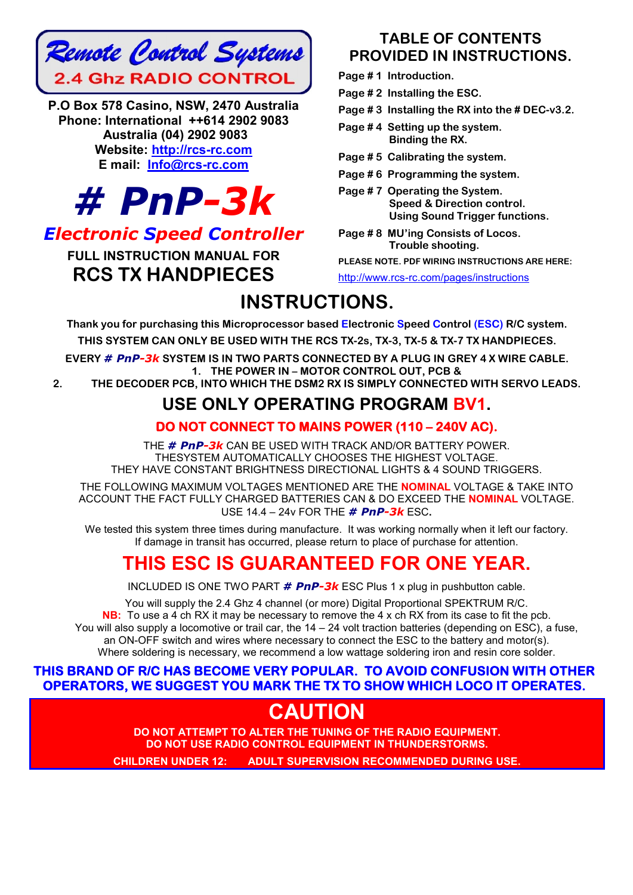# Remote Control Systems

**2.4 Ghz RADIO CONTROL**

**P.O Box 578 Casino, NSW, 2470 Australia**
**Phone: International ++614 2902 9083**
**Australia (04) 2902 9083**
**Website: http://rcs-rc.com**
**E mail: Info@rcs-rc.com**

# # PnP-3k

## *Electronic Speed Controller*

**FULL INSTRUCTION MANUAL FOR**

## RCS TX HANDPIECES

## TABLE OF CONTENTS PROVIDED IN INSTRUCTIONS.

- **Page # 1 Introduction.**
- **Page # 2 Installing the ESC.**
- **Page # 3 Installing the RX into the # DEC-v3.2.**
- **Page # 4 Setting up the system.**
  **Binding the RX.**
- **Page # 5 Calibrating the system.**
- **Page # 6 Programming the system.**
- **Page # 7 Operating the System.**
  **Speed & Direction control.**
  **Using Sound Trigger functions.**
- **Page # 8 MU'ing Consists of Locos.**
  **Trouble shooting.**

**PLEASE NOTE. PDF WIRING INSTRUCTIONS ARE HERE:**

http://www.rcs-rc.com/pages/instructions

# INSTRUCTIONS.

**Thank you for purchasing this Microprocessor based Electronic Speed Control (ESC) R/C system.**

**THIS SYSTEM CAN ONLY BE USED WITH THE RCS TX-2s, TX-3, TX-5 & TX-7 TX HANDPIECES.**

**EVERY *# PnP-3k* SYSTEM IS IN TWO PARTS CONNECTED BY A PLUG IN GREY 4 X WIRE CABLE.**

1. **THE POWER IN – MOTOR CONTROL OUT, PCB &**
2. **THE DECODER PCB, INTO WHICH THE DSM2 RX IS SIMPLY CONNECTED WITH SERVO LEADS.**

## USE ONLY OPERATING PROGRAM BV1.

**DO NOT CONNECT TO MAINS POWER (110 – 240V AC).**

THE ***# PnP-3k*** CAN BE USED WITH TRACK AND/OR BATTERY POWER.
THESYSTEM AUTOMATICALLY CHOOSES THE HIGHEST VOLTAGE.
THEY HAVE CONSTANT BRIGHTNESS DIRECTIONAL LIGHTS & 4 SOUND TRIGGERS.

THE FOLLOWING MAXIMUM VOLTAGES MENTIONED ARE THE **NOMINAL** VOLTAGE & TAKE INTO ACCOUNT THE FACT FULLY CHARGED BATTERIES CAN & DO EXCEED THE **NOMINAL** VOLTAGE.
USE 14.4 – 24v FOR THE ***# PnP-3k*** ESC.

We tested this system three times during manufacture. It was working normally when it left our factory.
If damage in transit has occurred, please return to place of purchase for attention.

## THIS ESC IS GUARANTEED FOR ONE YEAR.

INCLUDED IS ONE TWO PART ***# PnP-3k*** ESC Plus 1 x plug in pushbutton cable.

You will supply the 2.4 Ghz 4 channel (or more) Digital Proportional SPEKTRUM R/C.
**NB:** To use a 4 ch RX it may be necessary to remove the 4 x ch RX from its case to fit the pcb.
You will also supply a locomotive or trail car, the 14 – 24 volt traction batteries (depending on ESC), a fuse, an ON-OFF switch and wires where necessary to connect the ESC to the battery and motor(s).
Where soldering is necessary, we recommend a low wattage soldering iron and resin core solder.

**THIS BRAND OF R/C HAS BECOME VERY POPULAR. TO AVOID CONFUSION WITH OTHER OPERATORS, WE SUGGEST YOU MARK THE TX TO SHOW WHICH LOCO IT OPERATES.**

## CAUTION

**DO NOT ATTEMPT TO ALTER THE TUNING OF THE RADIO EQUIPMENT.**
**DO NOT USE RADIO CONTROL EQUIPMENT IN THUNDERSTORMS.**

**CHILDREN UNDER 12: ADULT SUPERVISION RECOMMENDED DURING USE.**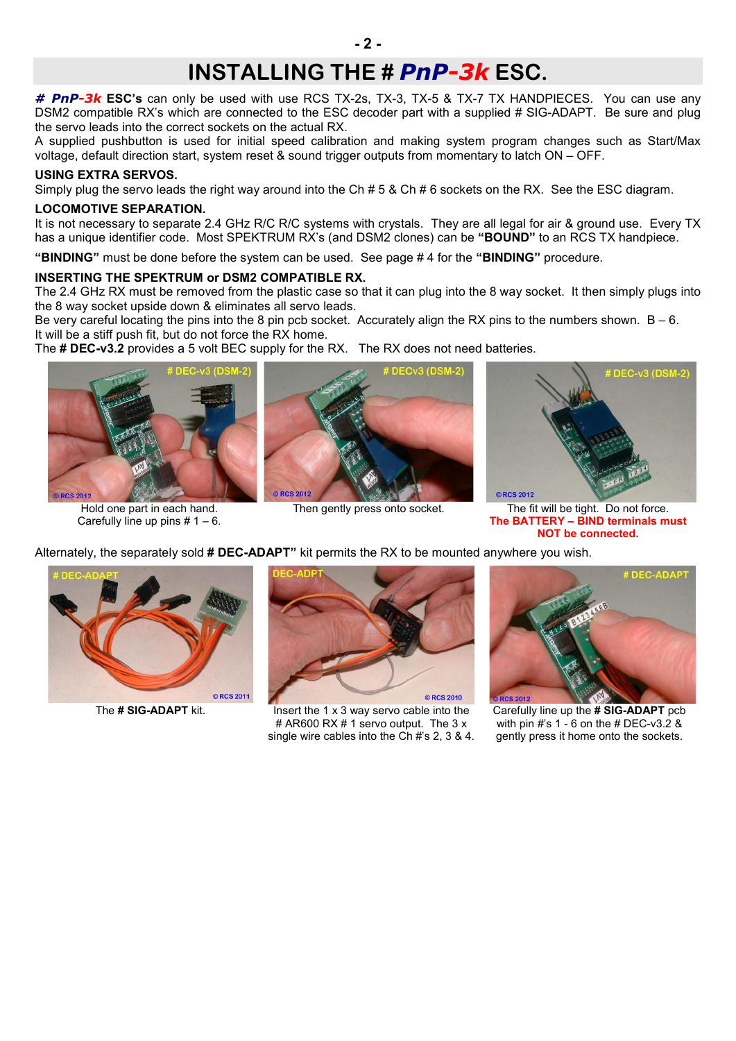# INSTALLING THE # *PnP-3k* ESC.

***# PnP-3k* ESC's** can only be used with use RCS TX-2s, TX-3, TX-5 & TX-7 TX HANDPIECES. You can use any DSM2 compatible RX's which are connected to the ESC decoder part with a supplied # SIG-ADAPT. Be sure and plug the servo leads into the correct sockets on the actual RX.
A supplied pushbutton is used for initial speed calibration and making system program changes such as Start/Max voltage, default direction start, system reset & sound trigger outputs from momentary to latch ON – OFF.

### USING EXTRA SERVOS.

Simply plug the servo leads the right way around into the Ch # 5 & Ch # 6 sockets on the RX. See the ESC diagram.

### LOCOMOTIVE SEPARATION.

It is not necessary to separate 2.4 GHz R/C R/C systems with crystals. They are all legal for air & ground use. Every TX has a unique identifier code. Most SPEKTRUM RX's (and DSM2 clones) can be **"BOUND"** to an RCS TX handpiece.

**"BINDING"** must be done before the system can be used. See page # 4 for the **"BINDING"** procedure.

### INSERTING THE SPEKTRUM or DSM2 COMPATIBLE RX.

The 2.4 GHz RX must be removed from the plastic case so that it can plug into the 8 way socket. It then simply plugs into the 8 way socket upside down & eliminates all servo leads.
Be very careful locating the pins into the 8 pin pcb socket. Accurately align the RX pins to the numbers shown. B – 6.
It will be a stiff push fit, but do not force the RX home.
The **# DEC-v3.2** provides a 5 volt BEC supply for the RX. The RX does not need batteries.

Hold one part in each hand. Carefully line up pins # 1 – 6.

Then gently press onto socket.

The fit will be tight. Do not force. **The BATTERY – BIND terminals must NOT be connected.**

Alternately, the separately sold **# DEC-ADAPT"** kit permits the RX to be mounted anywhere you wish.

The **# SIG-ADAPT** kit.

Insert the 1 x 3 way servo cable into the # AR600 RX # 1 servo output. The 3 x single wire cables into the Ch #'s 2, 3 & 4.

Carefully line up the **# SIG-ADAPT** pcb with pin #'s 1 - 6 on the # DEC-v3.2 & gently press it home onto the sockets.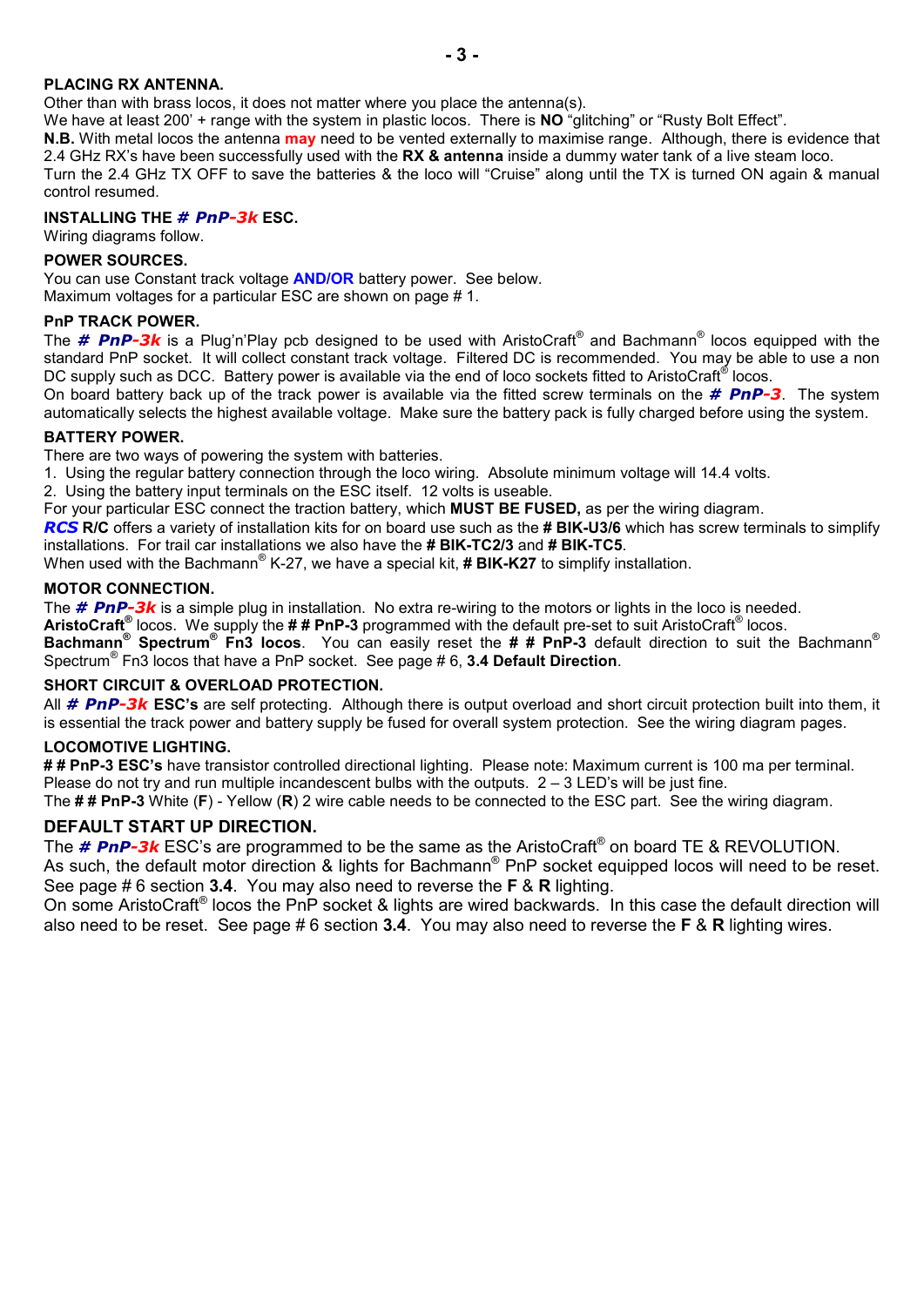## PLACING RX ANTENNA.

Other than with brass locos, it does not matter where you place the antenna(s).
We have at least 200' + range with the system in plastic locos. There is **NO** "glitching" or "Rusty Bolt Effect".
**N.B.** With metal locos the antenna **may** need to be vented externally to maximise range. Although, there is evidence that 2.4 GHz RX's have been successfully used with the **RX & antenna** inside a dummy water tank of a live steam loco.
Turn the 2.4 GHz TX OFF to save the batteries & the loco will "Cruise" along until the TX is turned ON again & manual control resumed.

## INSTALLING THE *# PnP-3k* ESC.

Wiring diagrams follow.

## POWER SOURCES.

You can use Constant track voltage **AND/OR** battery power. See below.
Maximum voltages for a particular ESC are shown on page # 1.

## PnP TRACK POWER.

The ***# PnP-3k*** is a Plug'n'Play pcb designed to be used with AristoCraft® and Bachmann® locos equipped with the standard PnP socket. It will collect constant track voltage. Filtered DC is recommended. You may be able to use a non DC supply such as DCC. Battery power is available via the end of loco sockets fitted to AristoCraft® locos.
On board battery back up of the track power is available via the fitted screw terminals on the ***# PnP-3***. The system automatically selects the highest available voltage. Make sure the battery pack is fully charged before using the system.

## BATTERY POWER.

There are two ways of powering the system with batteries.

1. Using the regular battery connection through the loco wiring. Absolute minimum voltage will 14.4 volts.
2. Using the battery input terminals on the ESC itself. 12 volts is useable.

For your particular ESC connect the traction battery, which **MUST BE FUSED,** as per the wiring diagram.
***RCS*** **R/C** offers a variety of installation kits for on board use such as the **# BIK-U3/6** which has screw terminals to simplify installations. For trail car installations we also have the **# BIK-TC2/3** and **# BIK-TC5**.
When used with the Bachmann® K-27, we have a special kit, **# BIK-K27** to simplify installation.

## MOTOR CONNECTION.

The ***# PnP-3k*** is a simple plug in installation. No extra re-wiring to the motors or lights in the loco is needed.
**AristoCraft®** locos. We supply the **# # PnP-3** programmed with the default pre-set to suit AristoCraft® locos.
**Bachmann® Spectrum® Fn3 locos**. You can easily reset the **# # PnP-3** default direction to suit the Bachmann® Spectrum® Fn3 locos that have a PnP socket. See page # 6, **3.4 Default Direction**.

## SHORT CIRCUIT & OVERLOAD PROTECTION.

All ***# PnP-3k*** **ESC's** are self protecting. Although there is output overload and short circuit protection built into them, it is essential the track power and battery supply be fused for overall system protection. See the wiring diagram pages.

## LOCOMOTIVE LIGHTING.

**# # PnP-3 ESC's** have transistor controlled directional lighting. Please note: Maximum current is 100 ma per terminal.
Please do not try and run multiple incandescent bulbs with the outputs. 2 – 3 LED's will be just fine.
The **# # PnP-3** White (**F**) - Yellow (**R**) 2 wire cable needs to be connected to the ESC part. See the wiring diagram.

## DEFAULT START UP DIRECTION.

The ***# PnP-3k*** ESC's are programmed to be the same as the AristoCraft® on board TE & REVOLUTION.
As such, the default motor direction & lights for Bachmann® PnP socket equipped locos will need to be reset. See page # 6 section **3.4**. You may also need to reverse the **F** & **R** lighting.
On some AristoCraft® locos the PnP socket & lights are wired backwards. In this case the default direction will also need to be reset. See page # 6 section **3.4**. You may also need to reverse the **F** & **R** lighting wires.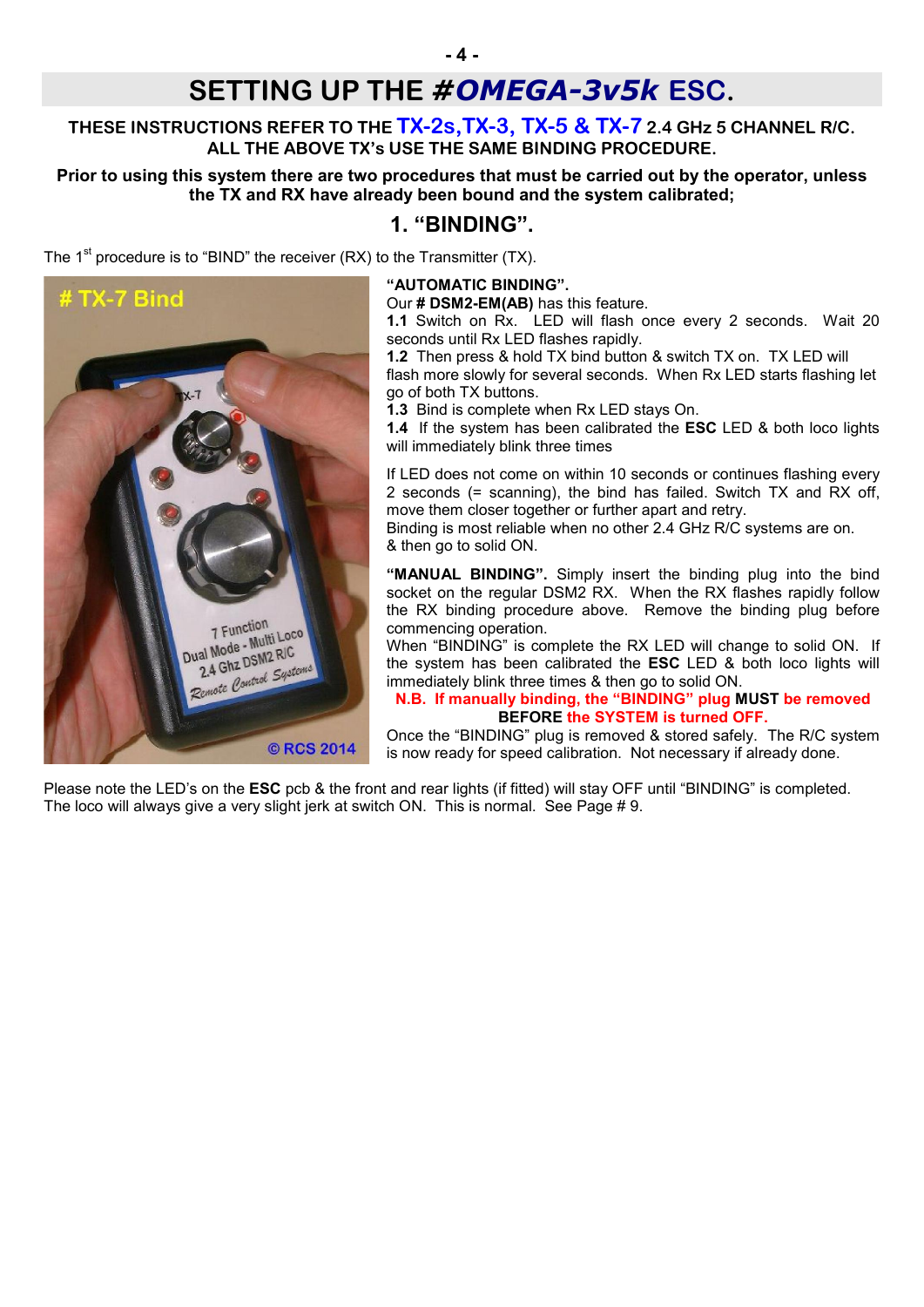# SETTING UP THE #*OMEGA-3v5k* ESC.

**THESE INSTRUCTIONS REFER TO THE TX-2s,TX-3, TX-5 & TX-7 2.4 GHz 5 CHANNEL R/C. ALL THE ABOVE TX's USE THE SAME BINDING PROCEDURE.**

**Prior to using this system there are two procedures that must be carried out by the operator, unless the TX and RX have already been bound and the system calibrated;**

## 1. "BINDING".

The 1st procedure is to "BIND" the receiver (RX) to the Transmitter (TX).

**"AUTOMATIC BINDING".**
Our **# DSM2-EM(AB)** has this feature.
**1.1** Switch on Rx. LED will flash once every 2 seconds. Wait 20 seconds until Rx LED flashes rapidly.
**1.2** Then press & hold TX bind button & switch TX on. TX LED will flash more slowly for several seconds. When Rx LED starts flashing let go of both TX buttons.
**1.3** Bind is complete when Rx LED stays On.
**1.4** If the system has been calibrated the **ESC** LED & both loco lights will immediately blink three times

If LED does not come on within 10 seconds or continues flashing every 2 seconds (= scanning), the bind has failed. Switch TX and RX off, move them closer together or further apart and retry.
Binding is most reliable when no other 2.4 GHz R/C systems are on.
& then go to solid ON.

**"MANUAL BINDING".** Simply insert the binding plug into the bind socket on the regular DSM2 RX. When the RX flashes rapidly follow the RX binding procedure above. Remove the binding plug before commencing operation.
When "BINDING" is complete the RX LED will change to solid ON. If the system has been calibrated the **ESC** LED & both loco lights will immediately blink three times & then go to solid ON.

**N.B. If manually binding, the "BINDING" plug MUST be removed BEFORE the SYSTEM is turned OFF.**

Once the "BINDING" plug is removed & stored safely. The R/C system is now ready for speed calibration. Not necessary if already done.

Please note the LED's on the **ESC** pcb & the front and rear lights (if fitted) will stay OFF until "BINDING" is completed. The loco will always give a very slight jerk at switch ON. This is normal. See Page # 9.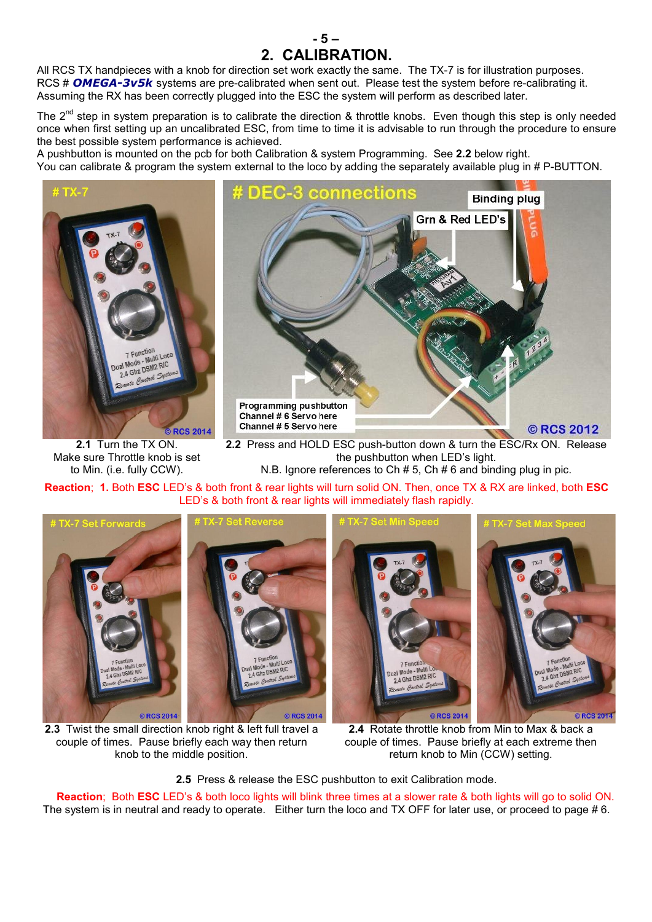## 2. CALIBRATION.

All RCS TX handpieces with a knob for direction set work exactly the same. The TX-7 is for illustration purposes. RCS # ***OMEGA-3v5k*** systems are pre-calibrated when sent out. Please test the system before re-calibrating it. Assuming the RX has been correctly plugged into the ESC the system will perform as described later.

The 2nd step in system preparation is to calibrate the direction & throttle knobs. Even though this step is only needed once when first setting up an uncalibrated ESC, from time to time it is advisable to run through the procedure to ensure the best possible system performance is achieved.
A pushbutton is mounted on the pcb for both Calibration & system Programming. See **2.2** below right.
You can calibrate & program the system external to the loco by adding the separately available plug in # P-BUTTON.

**2.1** Turn the TX ON. Make sure Throttle knob is set to Min. (i.e. fully CCW).

**2.2** Press and HOLD ESC push-button down & turn the ESC/Rx ON. Release the pushbutton when LED's light.
N.B. Ignore references to Ch # 5, Ch # 6 and binding plug in pic.

**Reaction**; **1.** Both **ESC** LED's & both front & rear lights will turn solid ON. Then, once TX & RX are linked, both **ESC** LED's & both front & rear lights will immediately flash rapidly.

**2.3** Twist the small direction knob right & left full travel a couple of times. Pause briefly each way then return knob to the middle position.

**2.4** Rotate throttle knob from Min to Max & back a couple of times. Pause briefly at each extreme then return knob to Min (CCW) setting.

**2.5** Press & release the ESC pushbutton to exit Calibration mode.

**Reaction**; Both **ESC** LED's & both loco lights will blink three times at a slower rate & both lights will go to solid ON.
The system is in neutral and ready to operate. Either turn the loco and TX OFF for later use, or proceed to page # 6.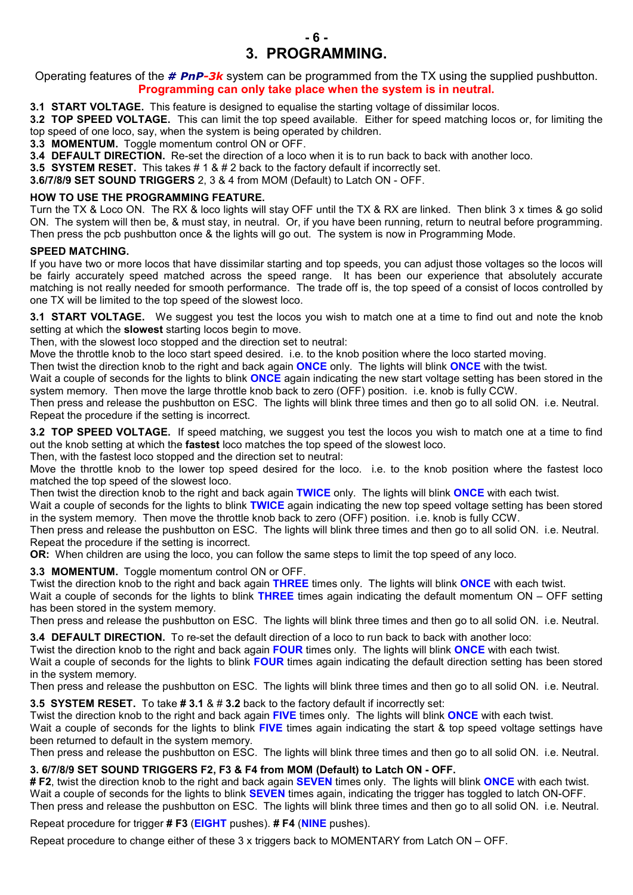# 3. PROGRAMMING.

Operating features of the ***# PnP-3k*** system can be programmed from the TX using the supplied pushbutton. **Programming can only take place when the system is in neutral.**

**3.1 START VOLTAGE.** This feature is designed to equalise the starting voltage of dissimilar locos.
**3.2 TOP SPEED VOLTAGE.** This can limit the top speed available. Either for speed matching locos or, for limiting the top speed of one loco, say, when the system is being operated by children.
**3.3 MOMENTUM.** Toggle momentum control ON or OFF.
**3.4 DEFAULT DIRECTION.** Re-set the direction of a loco when it is to run back to back with another loco.
**3.5 SYSTEM RESET.** This takes # 1 & # 2 back to the factory default if incorrectly set.
**3.6/7/8/9 SET SOUND TRIGGERS** 2, 3 & 4 from MOM (Default) to Latch ON - OFF.

**HOW TO USE THE PROGRAMMING FEATURE.**
Turn the TX & Loco ON. The RX & loco lights will stay OFF until the TX & RX are linked. Then blink 3 x times & go solid ON. The system will then be, & must stay, in neutral. Or, if you have been running, return to neutral before programming. Then press the pcb pushbutton once & the lights will go out. The system is now in Programming Mode.

**SPEED MATCHING.**
If you have two or more locos that have dissimilar starting and top speeds, you can adjust those voltages so the locos will be fairly accurately speed matched across the speed range. It has been our experience that absolutely accurate matching is not really needed for smooth performance. The trade off is, the top speed of a consist of locos controlled by one TX will be limited to the top speed of the slowest loco.

**3.1 START VOLTAGE.** We suggest you test the locos you wish to match one at a time to find out and note the knob setting at which the **slowest** starting locos begin to move.
Then, with the slowest loco stopped and the direction set to neutral:
Move the throttle knob to the loco start speed desired. i.e. to the knob position where the loco started moving.
Then twist the direction knob to the right and back again **ONCE** only. The lights will blink **ONCE** with the twist.
Wait a couple of seconds for the lights to blink **ONCE** again indicating the new start voltage setting has been stored in the system memory. Then move the large throttle knob back to zero (OFF) position. i.e. knob is fully CCW.
Then press and release the pushbutton on ESC. The lights will blink three times and then go to all solid ON. i.e. Neutral.
Repeat the procedure if the setting is incorrect.

**3.2 TOP SPEED VOLTAGE.** If speed matching, we suggest you test the locos you wish to match one at a time to find out the knob setting at which the **fastest** loco matches the top speed of the slowest loco.
Then, with the fastest loco stopped and the direction set to neutral:
Move the throttle knob to the lower top speed desired for the loco. i.e. to the knob position where the fastest loco matched the top speed of the slowest loco.
Then twist the direction knob to the right and back again **TWICE** only. The lights will blink **ONCE** with each twist.
Wait a couple of seconds for the lights to blink **TWICE** again indicating the new top speed voltage setting has been stored in the system memory. Then move the throttle knob back to zero (OFF) position. i.e. knob is fully CCW.
Then press and release the pushbutton on ESC. The lights will blink three times and then go to all solid ON. i.e. Neutral.
Repeat the procedure if the setting is incorrect.
**OR:** When children are using the loco, you can follow the same steps to limit the top speed of any loco.

**3.3 MOMENTUM.** Toggle momentum control ON or OFF.
Twist the direction knob to the right and back again **THREE** times only. The lights will blink **ONCE** with each twist.
Wait a couple of seconds for the lights to blink **THREE** times again indicating the default momentum ON – OFF setting has been stored in the system memory.
Then press and release the pushbutton on ESC. The lights will blink three times and then go to all solid ON. i.e. Neutral.

**3.4 DEFAULT DIRECTION.** To re-set the default direction of a loco to run back to back with another loco:
Twist the direction knob to the right and back again **FOUR** times only. The lights will blink **ONCE** with each twist.
Wait a couple of seconds for the lights to blink **FOUR** times again indicating the default direction setting has been stored in the system memory.
Then press and release the pushbutton on ESC. The lights will blink three times and then go to all solid ON. i.e. Neutral.

**3.5 SYSTEM RESET.** To take **# 3.1** & # **3.2** back to the factory default if incorrectly set:
Twist the direction knob to the right and back again **FIVE** times only. The lights will blink **ONCE** with each twist.
Wait a couple of seconds for the lights to blink **FIVE** times again indicating the start & top speed voltage settings have been returned to default in the system memory.
Then press and release the pushbutton on ESC. The lights will blink three times and then go to all solid ON. i.e. Neutral.

**3. 6/7/8/9 SET SOUND TRIGGERS F2, F3 & F4 from MOM (Default) to Latch ON - OFF.**
**# F2**, twist the direction knob to the right and back again **SEVEN** times only. The lights will blink **ONCE** with each twist.
Wait a couple of seconds for the lights to blink **SEVEN** times again, indicating the trigger has toggled to latch ON-OFF.
Then press and release the pushbutton on ESC. The lights will blink three times and then go to all solid ON. i.e. Neutral.

Repeat procedure for trigger **# F3** (**EIGHT** pushes). **# F4** (**NINE** pushes).

Repeat procedure to change either of these 3 x triggers back to MOMENTARY from Latch ON – OFF.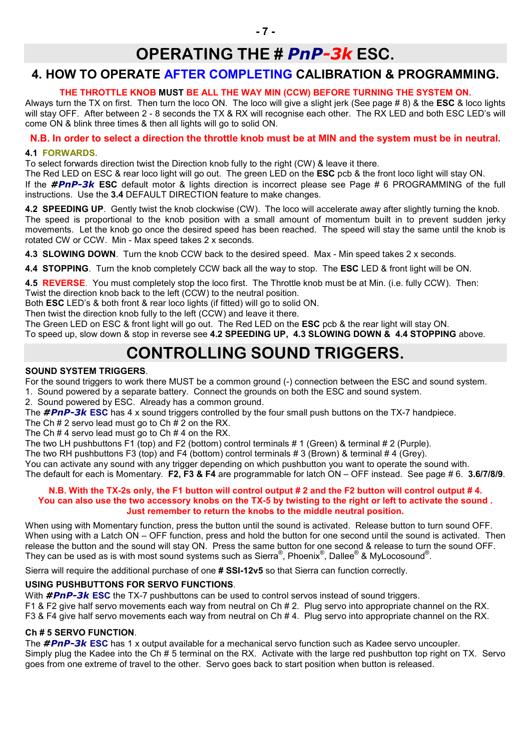# OPERATING THE # *PnP-3k* ESC.

## 4. HOW TO OPERATE AFTER COMPLETING CALIBRATION & PROGRAMMING.

**THE THROTTLE KNOB MUST BE ALL THE WAY MIN (CCW) BEFORE TURNING THE SYSTEM ON.**

Always turn the TX on first. Then turn the loco ON. The loco will give a slight jerk (See page # 8) & the **ESC** & loco lights will stay OFF. After between 2 - 8 seconds the TX & RX will recognise each other. The RX LED and both ESC LED's will come ON & blink three times & then all lights will go to solid ON.

**N.B. In order to select a direction the throttle knob must be at MIN and the system must be in neutral.**

**4.1 FORWARDS.**

To select forwards direction twist the Direction knob fully to the right (CW) & leave it there.
The Red LED on ESC & rear loco light will go out. The green LED on the **ESC** pcb & the front loco light will stay ON.
If the ***#PnP-3k* ESC** default motor & lights direction is incorrect please see Page # 6 PROGRAMMING of the full instructions. Use the **3.4** DEFAULT DIRECTION feature to make changes.

**4.2 SPEEDING UP**. Gently twist the knob clockwise (CW). The loco will accelerate away after slightly turning the knob. The speed is proportional to the knob position with a small amount of momentum built in to prevent sudden jerky movements. Let the knob go once the desired speed has been reached. The speed will stay the same until the knob is rotated CW or CCW. Min - Max speed takes 2 x seconds.

**4.3 SLOWING DOWN**. Turn the knob CCW back to the desired speed. Max - Min speed takes 2 x seconds.

**4.4 STOPPING**. Turn the knob completely CCW back all the way to stop. The **ESC** LED & front light will be ON.

**4.5 REVERSE**. You must completely stop the loco first. The Throttle knob must be at Min. (i.e. fully CCW). Then:
Twist the direction knob back to the left (CCW) to the neutral position.
Both **ESC** LED's & both front & rear loco lights (if fitted) will go to solid ON.
Then twist the direction knob fully to the left (CCW) and leave it there.
The Green LED on ESC & front light will go out. The Red LED on the **ESC** pcb & the rear light will stay ON.
To speed up, slow down & stop in reverse see **4.2 SPEEDING UP, 4.3 SLOWING DOWN & 4.4 STOPPING** above.

# CONTROLLING SOUND TRIGGERS.

**SOUND SYSTEM TRIGGERS**.

For the sound triggers to work there MUST be a common ground (-) connection between the ESC and sound system.

1. Sound powered by a separate battery. Connect the grounds on both the ESC and sound system.
2. Sound powered by ESC. Already has a common ground.

The ***#PnP-3k* ESC** has 4 x sound triggers controlled by the four small push buttons on the TX-7 handpiece.
The Ch # 2 servo lead must go to Ch # 2 on the RX.
The Ch # 4 servo lead must go to Ch # 4 on the RX.
The two LH pushbuttons F1 (top) and F2 (bottom) control terminals # 1 (Green) & terminal # 2 (Purple).
The two RH pushbuttons F3 (top) and F4 (bottom) control terminals # 3 (Brown) & terminal # 4 (Grey).
You can activate any sound with any trigger depending on which pushbutton you want to operate the sound with.
The default for each is Momentary. **F2, F3 & F4** are programmable for latch ON – OFF instead. See page # 6. **3.6/7/8/9**.

**N.B. With the TX-2s only, the F1 button will control output # 2 and the F2 button will control output # 4.
You can also use the two accessory knobs on the TX-5 by twisting to the right or left to activate the sound .
Just remember to return the knobs to the middle neutral position.**

When using with Momentary function, press the button until the sound is activated. Release button to turn sound OFF.
When using with a Latch ON – OFF function, press and hold the button for one second until the sound is activated. Then release the button and the sound will stay ON. Press the same button for one second & release to turn the sound OFF.
They can be used as is with most sound systems such as Sierra®, Phoenix®, Dallee® & MyLocosound®.

Sierra will require the additional purchase of one **# SSI-12v5** so that Sierra can function correctly.

**USING PUSHBUTTONS FOR SERVO FUNCTIONS**.

With ***#PnP-3k* ESC** the TX-7 pushbuttons can be used to control servos instead of sound triggers.
F1 & F2 give half servo movements each way from neutral on Ch # 2. Plug servo into appropriate channel on the RX.
F3 & F4 give half servo movements each way from neutral on Ch # 4. Plug servo into appropriate channel on the RX.

**Ch # 5 SERVO FUNCTION**.

The ***#PnP-3k* ESC** has 1 x output available for a mechanical servo function such as Kadee servo uncoupler.
Simply plug the Kadee into the Ch # 5 terminal on the RX. Activate with the large red pushbutton top right on TX. Servo goes from one extreme of travel to the other. Servo goes back to start position when button is released.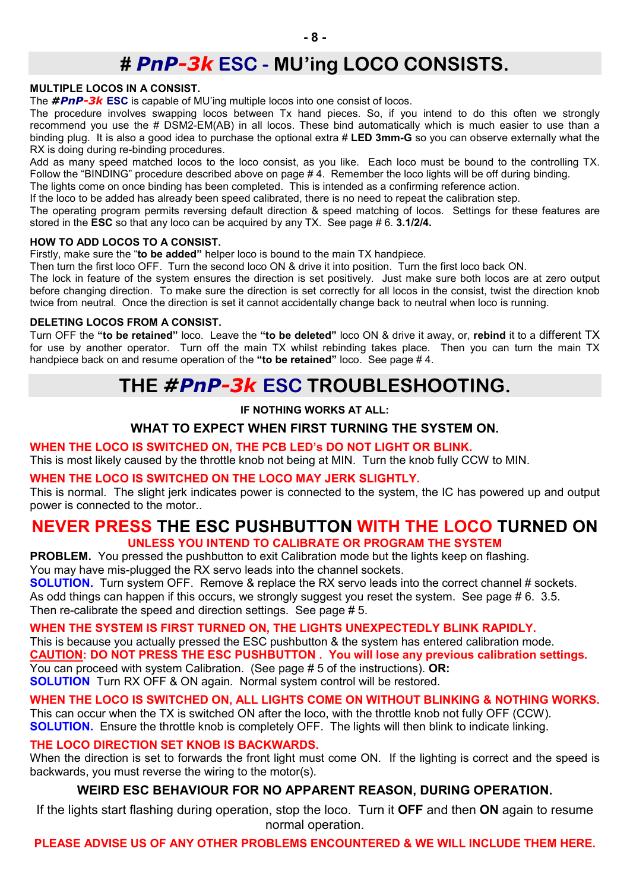# # *PnP-3k* ESC - MU'ing LOCO CONSISTS.

**MULTIPLE LOCOS IN A CONSIST.**

The ***#PnP-3k* ESC** is capable of MU'ing multiple locos into one consist of locos.

The procedure involves swapping locos between Tx hand pieces. So, if you intend to do this often we strongly recommend you use the # DSM2-EM(AB) in all locos. These bind automatically which is much easier to use than a binding plug. It is also a good idea to purchase the optional extra # **LED 3mm-G** so you can observe externally what the RX is doing during re-binding procedures.

Add as many speed matched locos to the loco consist, as you like. Each loco must be bound to the controlling TX. Follow the "BINDING" procedure described above on page # 4. Remember the loco lights will be off during binding.

The lights come on once binding has been completed. This is intended as a confirming reference action.

If the loco to be added has already been speed calibrated, there is no need to repeat the calibration step.

The operating program permits reversing default direction & speed matching of locos. Settings for these features are stored in the **ESC** so that any loco can be acquired by any TX. See page # 6. **3.1/2/4.**

**HOW TO ADD LOCOS TO A CONSIST.**

Firstly, make sure the "**to be added"** helper loco is bound to the main TX handpiece.

Then turn the first loco OFF. Turn the second loco ON & drive it into position. Turn the first loco back ON.

The lock in feature of the system ensures the direction is set positively. Just make sure both locos are at zero output before changing direction. To make sure the direction is set correctly for all locos in the consist, twist the direction knob twice from neutral. Once the direction is set it cannot accidentally change back to neutral when loco is running.

**DELETING LOCOS FROM A CONSIST.**

Turn OFF the **"to be retained"** loco. Leave the **"to be deleted"** loco ON & drive it away, or, **rebind** it to a different TX for use by another operator. Turn off the main TX whilst rebinding takes place. Then you can turn the main TX handpiece back on and resume operation of the **"to be retained"** loco. See page # 4.

# THE *#PnP-3k* ESC TROUBLESHOOTING.

**IF NOTHING WORKS AT ALL:**

**WHAT TO EXPECT WHEN FIRST TURNING THE SYSTEM ON.**

**WHEN THE LOCO IS SWITCHED ON, THE PCB LED's DO NOT LIGHT OR BLINK.**

This is most likely caused by the throttle knob not being at MIN. Turn the knob fully CCW to MIN.

**WHEN THE LOCO IS SWITCHED ON THE LOCO MAY JERK SLIGHTLY.**

This is normal. The slight jerk indicates power is connected to the system, the IC has powered up and output power is connected to the motor..

## NEVER PRESS THE ESC PUSHBUTTON WITH THE LOCO TURNED ON

**UNLESS YOU INTEND TO CALIBRATE OR PROGRAM THE SYSTEM**

**PROBLEM.** You pressed the pushbutton to exit Calibration mode but the lights keep on flashing.

You may have mis-plugged the RX servo leads into the channel sockets.

**SOLUTION.** Turn system OFF. Remove & replace the RX servo leads into the correct channel # sockets.

As odd things can happen if this occurs, we strongly suggest you reset the system. See page # 6. 3.5.

Then re-calibrate the speed and direction settings. See page # 5.

**WHEN THE SYSTEM IS FIRST TURNED ON, THE LIGHTS UNEXPECTEDLY BLINK RAPIDLY.**

This is because you actually pressed the ESC pushbutton & the system has entered calibration mode.

**CAUTION: DO NOT PRESS THE ESC PUSHBUTTON . You will lose any previous calibration settings.**

You can proceed with system Calibration. (See page # 5 of the instructions). **OR:**

**SOLUTION** Turn RX OFF & ON again. Normal system control will be restored.

**WHEN THE LOCO IS SWITCHED ON, ALL LIGHTS COME ON WITHOUT BLINKING & NOTHING WORKS.**

This can occur when the TX is switched ON after the loco, with the throttle knob not fully OFF (CCW).

**SOLUTION.** Ensure the throttle knob is completely OFF. The lights will then blink to indicate linking.

**THE LOCO DIRECTION SET KNOB IS BACKWARDS.**

When the direction is set to forwards the front light must come ON. If the lighting is correct and the speed is backwards, you must reverse the wiring to the motor(s).

**WEIRD ESC BEHAVIOUR FOR NO APPARENT REASON, DURING OPERATION.**

If the lights start flashing during operation, stop the loco. Turn it **OFF** and then **ON** again to resume normal operation.

**PLEASE ADVISE US OF ANY OTHER PROBLEMS ENCOUNTERED & WE WILL INCLUDE THEM HERE.**